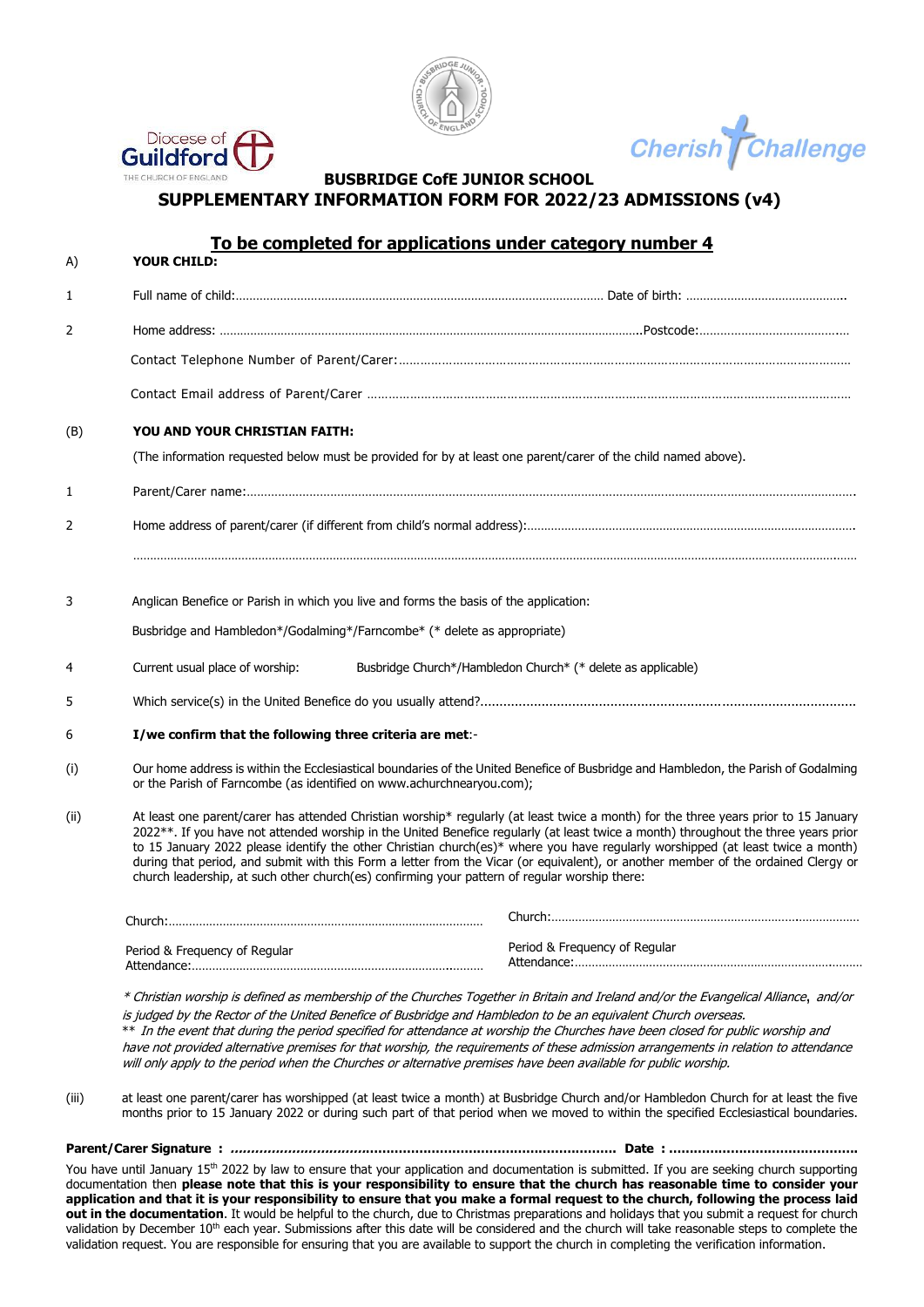Diocese of Guildford
THE CHURCH OF ENGLAND

Cherish Challenge

# BUSBRIDGE CofE JUNIOR SCHOOL
## SUPPLEMENTARY INFORMATION FORM FOR 2022/23 ADMISSIONS (v4)

### To be completed for applications under category number 4

A) **YOUR CHILD:**

1 Full name of child:........................................................................................................ Date of birth: ..............................................

2 Home address: ..........................................................................................................Postcode:..........................................

Contact Telephone Number of Parent/Carer:...........................................................................................................................

Contact Email address of Parent/Carer ..................................................................................................................................

(B) **YOU AND YOUR CHRISTIAN FAITH:**

(The information requested below must be provided for by at least one parent/carer of the child named above).

1 Parent/Carer name:...............................................................................................................................................................

2 Home address of parent/carer (if different from child's normal address):...............................................................................

..............................................................................................................................................................................................

3 Anglican Benefice or Parish in which you live and forms the basis of the application:

Busbridge and Hambledon*/Godalming*/Farncombe* (* delete as appropriate)

4 Current usual place of worship: Busbridge Church*/Hambledon Church* (* delete as applicable)

5 Which service(s) in the United Benefice do you usually attend?..............................................................................................

6 **I/we confirm that the following three criteria are met**:-

(i) Our home address is within the Ecclesiastical boundaries of the United Benefice of Busbridge and Hambledon, the Parish of Godalming or the Parish of Farncombe (as identified on www.achurchnearyou.com);

(ii) At least one parent/carer has attended Christian worship* regularly (at least twice a month) for the three years prior to 15 January 2022**. If you have not attended worship in the United Benefice regularly (at least twice a month) throughout the three years prior to 15 January 2022 please identify the other Christian church(es)* where you have regularly worshipped (at least twice a month) during that period, and submit with this Form a letter from the Vicar (or equivalent), or another member of the ordained Clergy or church leadership, at such other church(es) confirming your pattern of regular worship there:

| | |
|---|---|
| Church:............................................................................................ | Church:............................................................................................ |
| Period & Frequency of Regular Attendance:..................................................................... | Period & Frequency of Regular Attendance:..................................................................... |

*\* Christian worship is defined as membership of the Churches Together in Britain and Ireland and/or the Evangelical Alliance, and/or is judged by the Rector of the United Benefice of Busbridge and Hambledon to be an equivalent Church overseas.*
*\*\* In the event that during the period specified for attendance at worship the Churches have been closed for public worship and have not provided alternative premises for that worship, the requirements of these admission arrangements in relation to attendance will only apply to the period when the Churches or alternative premises have been available for public worship.*

(iii) at least one parent/carer has worshipped (at least twice a month) at Busbridge Church and/or Hambledon Church for at least the five months prior to 15 January 2022 or during such part of that period when we moved to within the specified Ecclesiastical boundaries.

**Parent/Carer Signature : ............................................................................................. Date : .............................................**

You have until January 15th 2022 by law to ensure that your application and documentation is submitted. If you are seeking church supporting documentation then **please note that this is your responsibility to ensure that the church has reasonable time to consider your application and that it is your responsibility to ensure that you make a formal request to the church, following the process laid out in the documentation**. It would be helpful to the church, due to Christmas preparations and holidays that you submit a request for church validation by December 10th each year. Submissions after this date will be considered and the church will take reasonable steps to complete the validation request. You are responsible for ensuring that you are available to support the church in completing the verification information.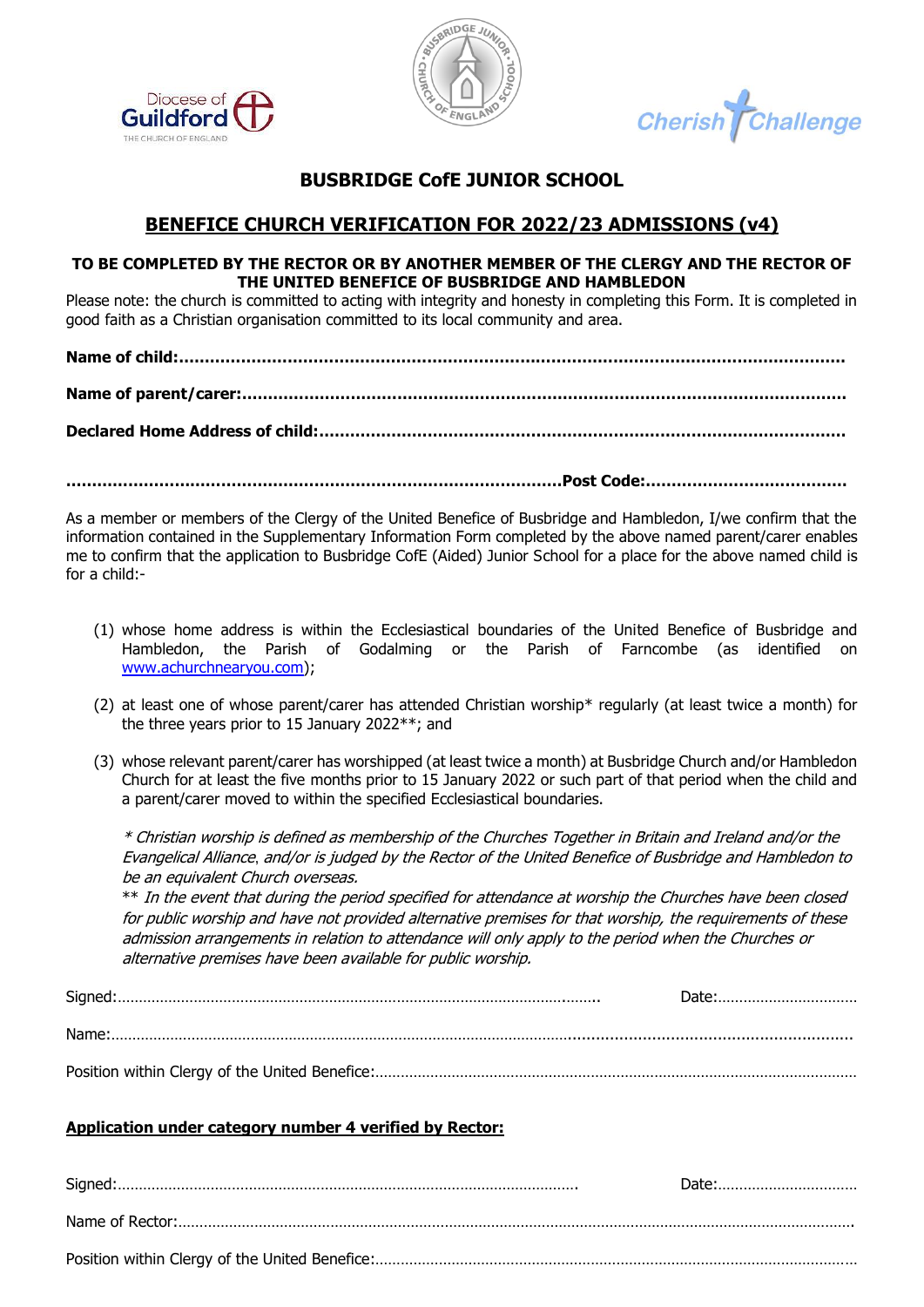# BUSBRIDGE CofE JUNIOR SCHOOL

## BENEFICE CHURCH VERIFICATION FOR 2022/23 ADMISSIONS (v4)

**TO BE COMPLETED BY THE RECTOR OR BY ANOTHER MEMBER OF THE CLERGY AND THE RECTOR OF THE UNITED BENEFICE OF BUSBRIDGE AND HAMBLEDON**

Please note: the church is committed to acting with integrity and honesty in completing this Form. It is completed in good faith as a Christian organisation committed to its local community and area.

**Name of child:**.................................................................................................................................

**Name of parent/carer:**....................................................................................................................

**Declared Home Address of child:**.....................................................................................................

..............................................................................................**Post Code:**......................................

As a member or members of the Clergy of the United Benefice of Busbridge and Hambledon, I/we confirm that the information contained in the Supplementary Information Form completed by the above named parent/carer enables me to confirm that the application to Busbridge CofE (Aided) Junior School for a place for the above named child is for a child:-

(1) whose home address is within the Ecclesiastical boundaries of the United Benefice of Busbridge and Hambledon, the Parish of Godalming or the Parish of Farncombe (as identified on www.achurchnearyou.com);

(2) at least one of whose parent/carer has attended Christian worship* regularly (at least twice a month) for the three years prior to 15 January 2022**; and

(3) whose relevant parent/carer has worshipped (at least twice a month) at Busbridge Church and/or Hambledon Church for at least the five months prior to 15 January 2022 or such part of that period when the child and a parent/carer moved to within the specified Ecclesiastical boundaries.

*\* Christian worship is defined as membership of the Churches Together in Britain and Ireland and/or the Evangelical Alliance, and/or is judged by the Rector of the United Benefice of Busbridge and Hambledon to be an equivalent Church overseas.*
\*\* *In the event that during the period specified for attendance at worship the Churches have been closed for public worship and have not provided alternative premises for that worship, the requirements of these admission arrangements in relation to attendance will only apply to the period when the Churches or alternative premises have been available for public worship.*

Signed:...................................................................................................................... Date:.................................

Name:.......................................................................................................................................................................

Position within Clergy of the United Benefice:.........................................................................................................

**Application under category number 4 verified by Rector:**

Signed:................................................................................................................ Date:.................................

Name of Rector:.........................................................................................................................................................

Position within Clergy of the United Benefice:.........................................................................................................